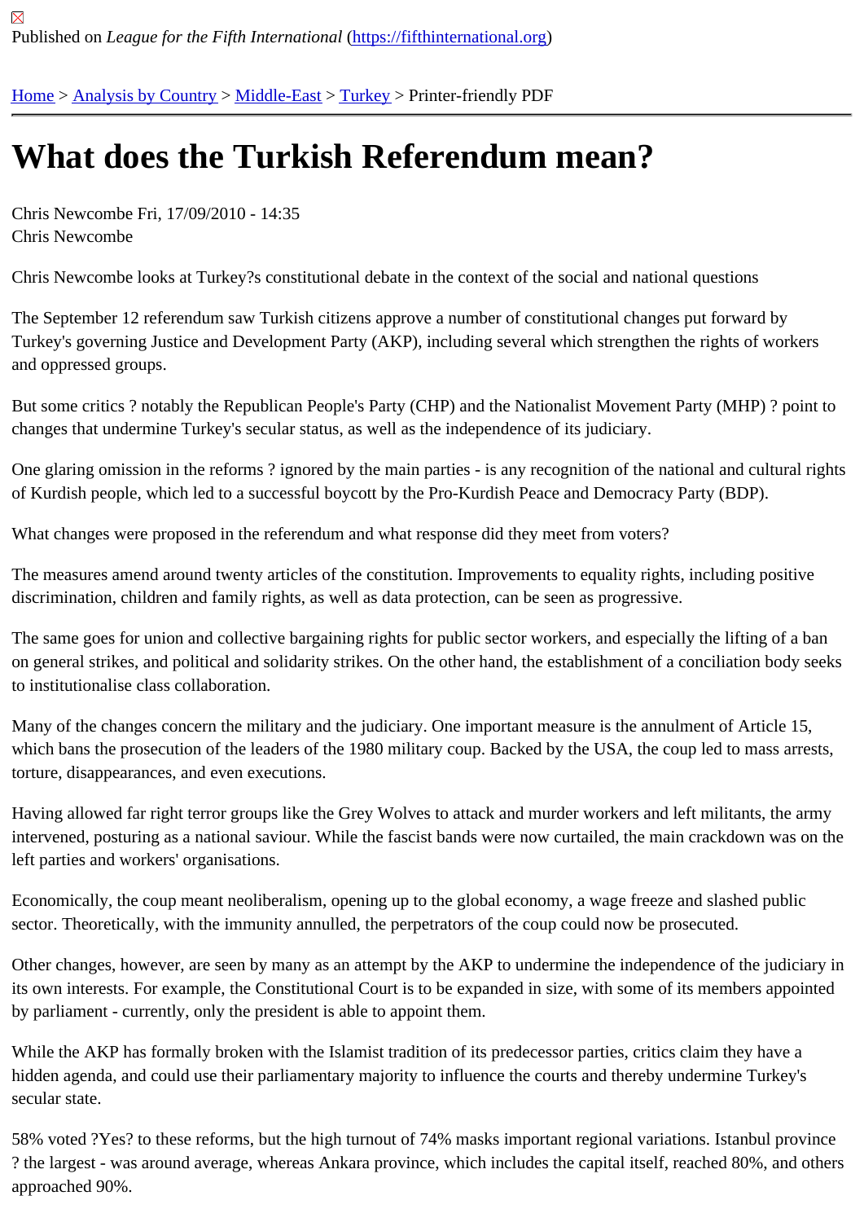Published on *League for the Fifth International* (https://fifthinternational.org)

Home > Analysis by Country > Middle-East > Turkey > Printer-friendly PDF

# What does the Turkish Referendum mean?

Chris Newcombe Fri, 17/09/2010 - 14:35
Chris Newcombe

Chris Newcombe looks at Turkey?s constitutional debate in the context of the social and national questions

The September 12 referendum saw Turkish citizens approve a number of constitutional changes put forward by Turkey's governing Justice and Development Party (AKP), including several which strengthen the rights of workers and oppressed groups.

But some critics ? notably the Republican People's Party (CHP) and the Nationalist Movement Party (MHP) ? point to changes that undermine Turkey's secular status, as well as the independence of its judiciary.

One glaring omission in the reforms ? ignored by the main parties - is any recognition of the national and cultural rights of Kurdish people, which led to a successful boycott by the Pro-Kurdish Peace and Democracy Party (BDP).

What changes were proposed in the referendum and what response did they meet from voters?

The measures amend around twenty articles of the constitution. Improvements to equality rights, including positive discrimination, children and family rights, as well as data protection, can be seen as progressive.

The same goes for union and collective bargaining rights for public sector workers, and especially the lifting of a ban on general strikes, and political and solidarity strikes. On the other hand, the establishment of a conciliation body seeks to institutionalise class collaboration.

Many of the changes concern the military and the judiciary. One important measure is the annulment of Article 15, which bans the prosecution of the leaders of the 1980 military coup. Backed by the USA, the coup led to mass arrests, torture, disappearances, and even executions.

Having allowed far right terror groups like the Grey Wolves to attack and murder workers and left militants, the army intervened, posturing as a national saviour. While the fascist bands were now curtailed, the main crackdown was on the left parties and workers' organisations.

Economically, the coup meant neoliberalism, opening up to the global economy, a wage freeze and slashed public sector. Theoretically, with the immunity annulled, the perpetrators of the coup could now be prosecuted.

Other changes, however, are seen by many as an attempt by the AKP to undermine the independence of the judiciary in its own interests. For example, the Constitutional Court is to be expanded in size, with some of its members appointed by parliament - currently, only the president is able to appoint them.

While the AKP has formally broken with the Islamist tradition of its predecessor parties, critics claim they have a hidden agenda, and could use their parliamentary majority to influence the courts and thereby undermine Turkey's secular state.

58% voted ?Yes? to these reforms, but the high turnout of 74% masks important regional variations. Istanbul province ? the largest - was around average, whereas Ankara province, which includes the capital itself, reached 80%, and others approached 90%.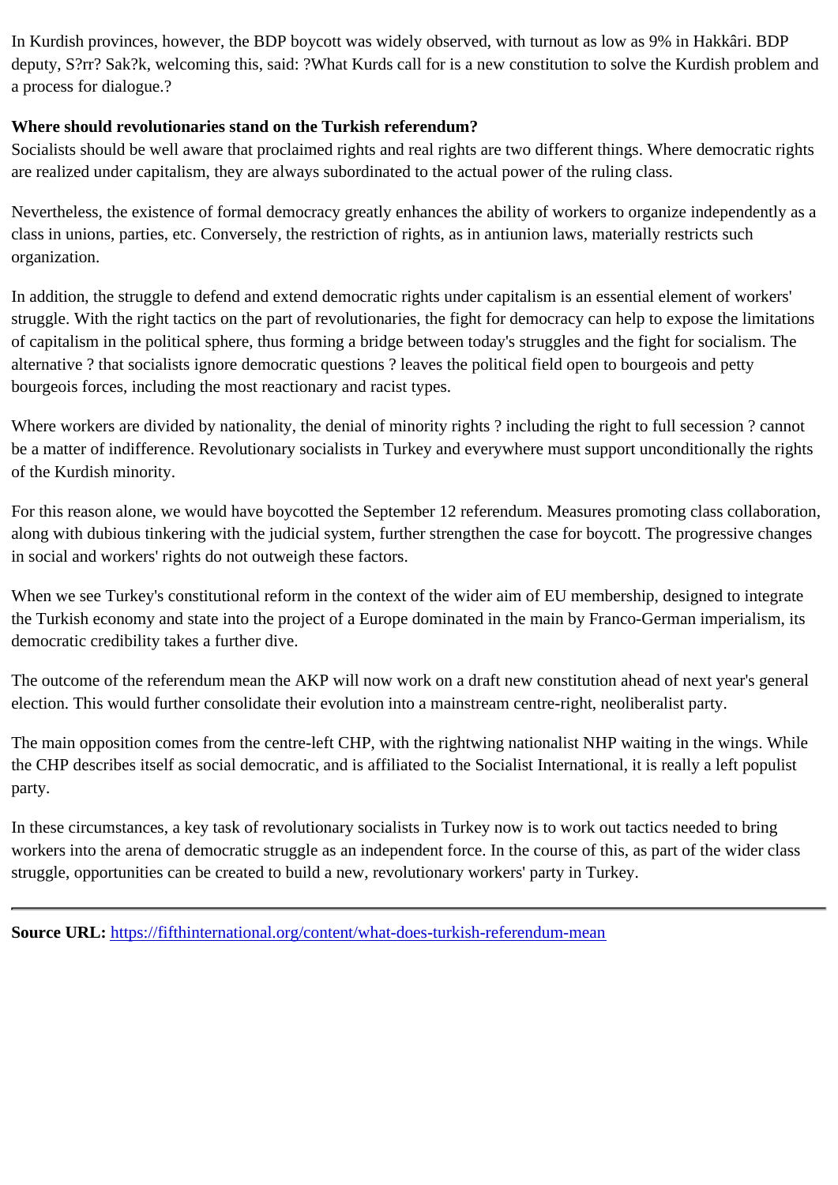In Kurdish provinces, however, the BDP boycott was widely observed, with turnout as low as 9% in Hakkâri. BDP deputy, S?rr? Sak?k, welcoming this, said: ?What Kurds call for is a new constitution to solve the Kurdish problem and a process for dialogue.?

**Where should revolutionaries stand on the Turkish referendum?**

Socialists should be well aware that proclaimed rights and real rights are two different things. Where democratic rights are realized under capitalism, they are always subordinated to the actual power of the ruling class.

Nevertheless, the existence of formal democracy greatly enhances the ability of workers to organize independently as a class in unions, parties, etc. Conversely, the restriction of rights, as in antiunion laws, materially restricts such organization.

In addition, the struggle to defend and extend democratic rights under capitalism is an essential element of workers' struggle. With the right tactics on the part of revolutionaries, the fight for democracy can help to expose the limitations of capitalism in the political sphere, thus forming a bridge between today's struggles and the fight for socialism. The alternative ? that socialists ignore democratic questions ? leaves the political field open to bourgeois and petty bourgeois forces, including the most reactionary and racist types.

Where workers are divided by nationality, the denial of minority rights ? including the right to full secession ? cannot be a matter of indifference. Revolutionary socialists in Turkey and everywhere must support unconditionally the rights of the Kurdish minority.

For this reason alone, we would have boycotted the September 12 referendum. Measures promoting class collaboration, along with dubious tinkering with the judicial system, further strengthen the case for boycott. The progressive changes in social and workers' rights do not outweigh these factors.

When we see Turkey's constitutional reform in the context of the wider aim of EU membership, designed to integrate the Turkish economy and state into the project of a Europe dominated in the main by Franco-German imperialism, its democratic credibility takes a further dive.

The outcome of the referendum mean the AKP will now work on a draft new constitution ahead of next year's general election. This would further consolidate their evolution into a mainstream centre-right, neoliberalist party.

The main opposition comes from the centre-left CHP, with the rightwing nationalist NHP waiting in the wings. While the CHP describes itself as social democratic, and is affiliated to the Socialist International, it is really a left populist party.

In these circumstances, a key task of revolutionary socialists in Turkey now is to work out tactics needed to bring workers into the arena of democratic struggle as an independent force. In the course of this, as part of the wider class struggle, opportunities can be created to build a new, revolutionary workers' party in Turkey.

---

**Source URL:** https://fifthinternational.org/content/what-does-turkish-referendum-mean